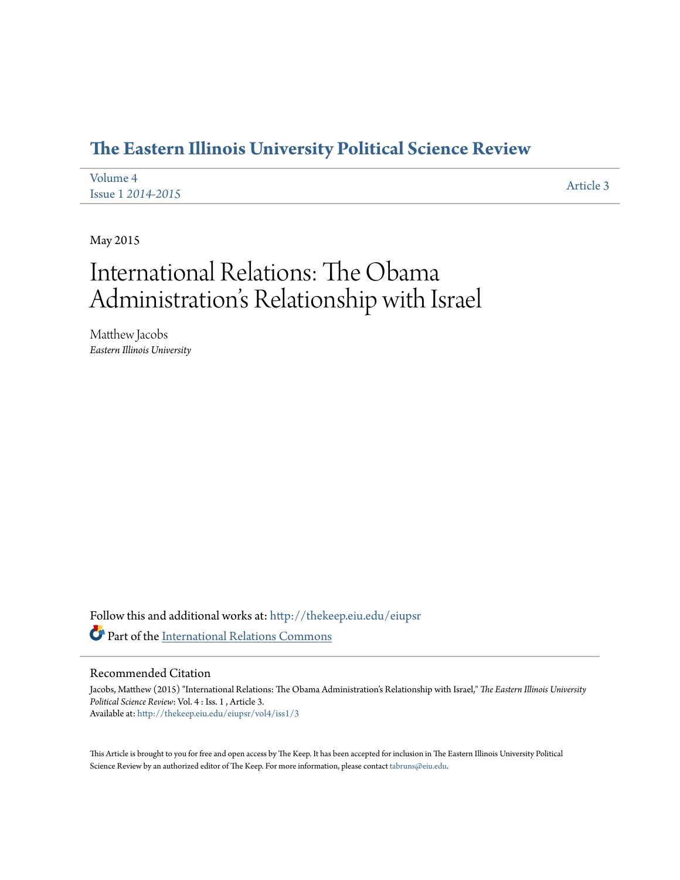# The Eastern Illinois University Political Science Review

Volume 4
Issue 1 *2014-2015*

Article 3

May 2015

# International Relations: The Obama Administration's Relationship with Israel

Matthew Jacobs
*Eastern Illinois University*

Follow this and additional works at: http://thekeep.eiu.edu/eiupsr

Part of the International Relations Commons

## Recommended Citation

Jacobs, Matthew (2015) "International Relations: The Obama Administration's Relationship with Israel," *The Eastern Illinois University Political Science Review*: Vol. 4 : Iss. 1 , Article 3.
Available at: http://thekeep.eiu.edu/eiupsr/vol4/iss1/3

This Article is brought to you for free and open access by The Keep. It has been accepted for inclusion in The Eastern Illinois University Political Science Review by an authorized editor of The Keep. For more information, please contact tabruns@eiu.edu.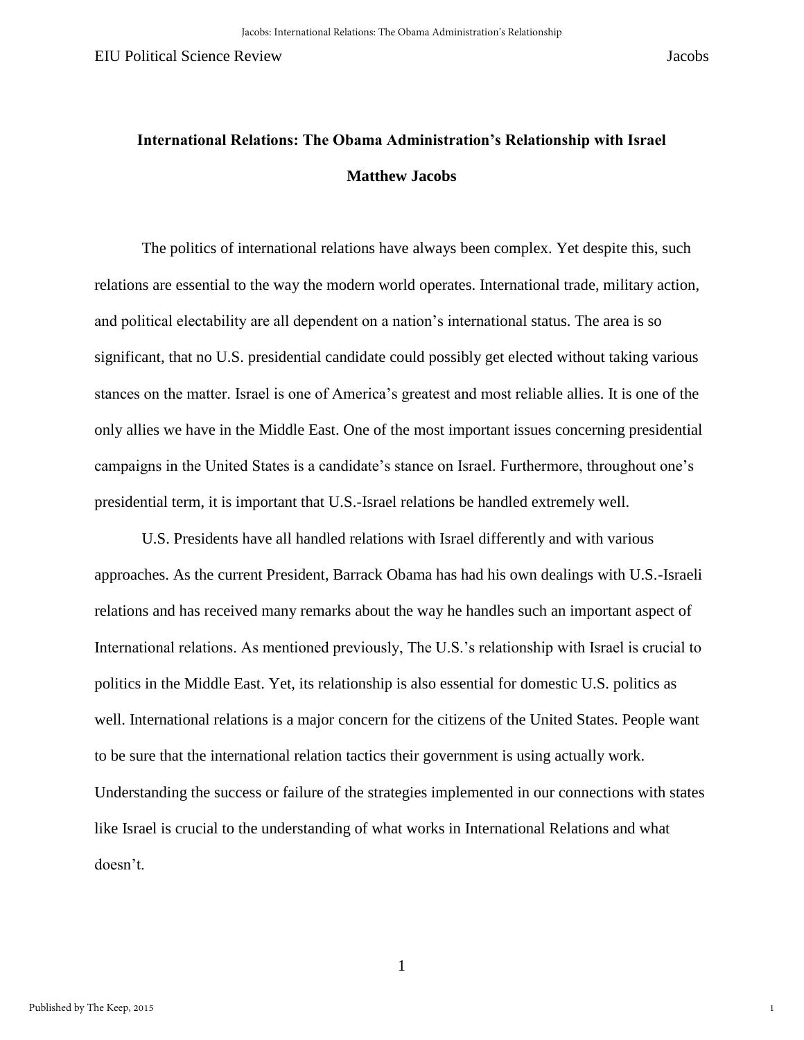**International Relations: The Obama Administration's Relationship with Israel**

**Matthew Jacobs**

The politics of international relations have always been complex. Yet despite this, such relations are essential to the way the modern world operates. International trade, military action, and political electability are all dependent on a nation's international status. The area is so significant, that no U.S. presidential candidate could possibly get elected without taking various stances on the matter. Israel is one of America's greatest and most reliable allies. It is one of the only allies we have in the Middle East. One of the most important issues concerning presidential campaigns in the United States is a candidate's stance on Israel. Furthermore, throughout one's presidential term, it is important that U.S.-Israel relations be handled extremely well.

U.S. Presidents have all handled relations with Israel differently and with various approaches. As the current President, Barrack Obama has had his own dealings with U.S.-Israeli relations and has received many remarks about the way he handles such an important aspect of International relations. As mentioned previously, The U.S.'s relationship with Israel is crucial to politics in the Middle East. Yet, its relationship is also essential for domestic U.S. politics as well. International relations is a major concern for the citizens of the United States. People want to be sure that the international relation tactics their government is using actually work. Understanding the success or failure of the strategies implemented in our connections with states like Israel is crucial to the understanding of what works in International Relations and what doesn't.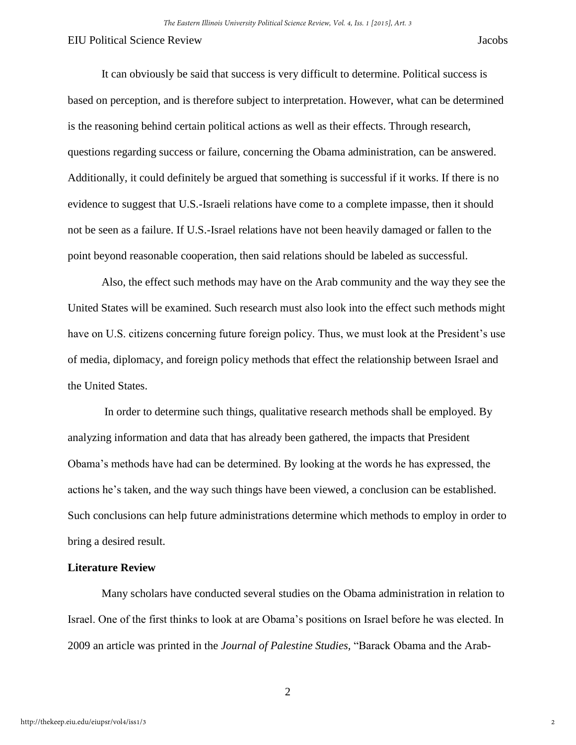It can obviously be said that success is very difficult to determine. Political success is based on perception, and is therefore subject to interpretation. However, what can be determined is the reasoning behind certain political actions as well as their effects. Through research, questions regarding success or failure, concerning the Obama administration, can be answered. Additionally, it could definitely be argued that something is successful if it works. If there is no evidence to suggest that U.S.-Israeli relations have come to a complete impasse, then it should not be seen as a failure. If U.S.-Israel relations have not been heavily damaged or fallen to the point beyond reasonable cooperation, then said relations should be labeled as successful.

Also, the effect such methods may have on the Arab community and the way they see the United States will be examined. Such research must also look into the effect such methods might have on U.S. citizens concerning future foreign policy. Thus, we must look at the President's use of media, diplomacy, and foreign policy methods that effect the relationship between Israel and the United States.

In order to determine such things, qualitative research methods shall be employed. By analyzing information and data that has already been gathered, the impacts that President Obama's methods have had can be determined. By looking at the words he has expressed, the actions he's taken, and the way such things have been viewed, a conclusion can be established. Such conclusions can help future administrations determine which methods to employ in order to bring a desired result.

**Literature Review**

Many scholars have conducted several studies on the Obama administration in relation to Israel. One of the first thinks to look at are Obama's positions on Israel before he was elected. In 2009 an article was printed in the *Journal of Palestine Studies*, "Barack Obama and the Arab-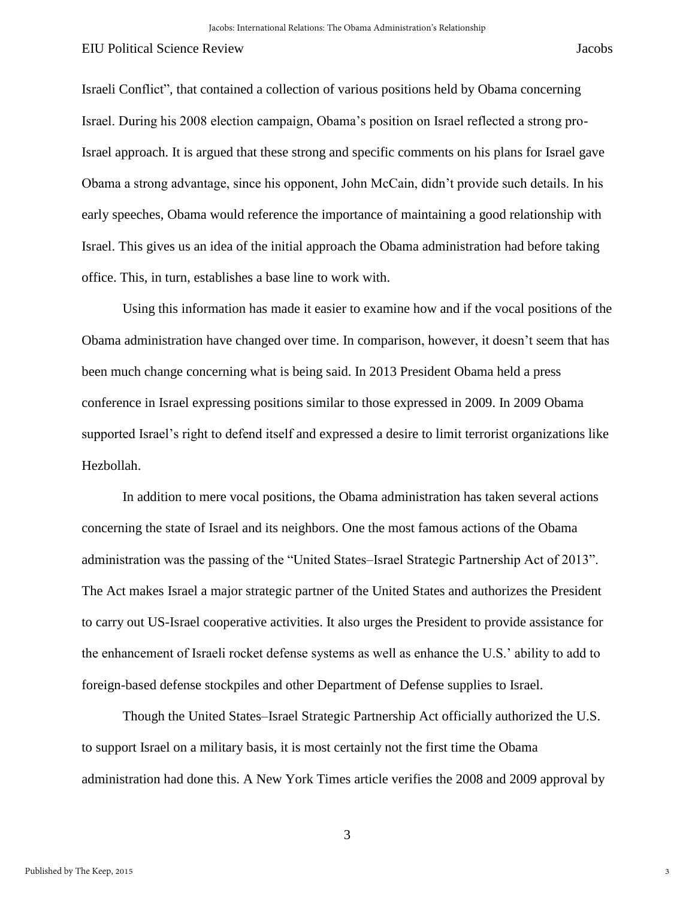Israeli Conflict", that contained a collection of various positions held by Obama concerning Israel. During his 2008 election campaign, Obama's position on Israel reflected a strong pro-Israel approach. It is argued that these strong and specific comments on his plans for Israel gave Obama a strong advantage, since his opponent, John McCain, didn't provide such details. In his early speeches, Obama would reference the importance of maintaining a good relationship with Israel. This gives us an idea of the initial approach the Obama administration had before taking office. This, in turn, establishes a base line to work with.

Using this information has made it easier to examine how and if the vocal positions of the Obama administration have changed over time. In comparison, however, it doesn't seem that has been much change concerning what is being said. In 2013 President Obama held a press conference in Israel expressing positions similar to those expressed in 2009. In 2009 Obama supported Israel's right to defend itself and expressed a desire to limit terrorist organizations like Hezbollah.

In addition to mere vocal positions, the Obama administration has taken several actions concerning the state of Israel and its neighbors. One the most famous actions of the Obama administration was the passing of the "United States–Israel Strategic Partnership Act of 2013". The Act makes Israel a major strategic partner of the United States and authorizes the President to carry out US-Israel cooperative activities. It also urges the President to provide assistance for the enhancement of Israeli rocket defense systems as well as enhance the U.S.' ability to add to foreign-based defense stockpiles and other Department of Defense supplies to Israel.

Though the United States–Israel Strategic Partnership Act officially authorized the U.S. to support Israel on a military basis, it is most certainly not the first time the Obama administration had done this. A New York Times article verifies the 2008 and 2009 approval by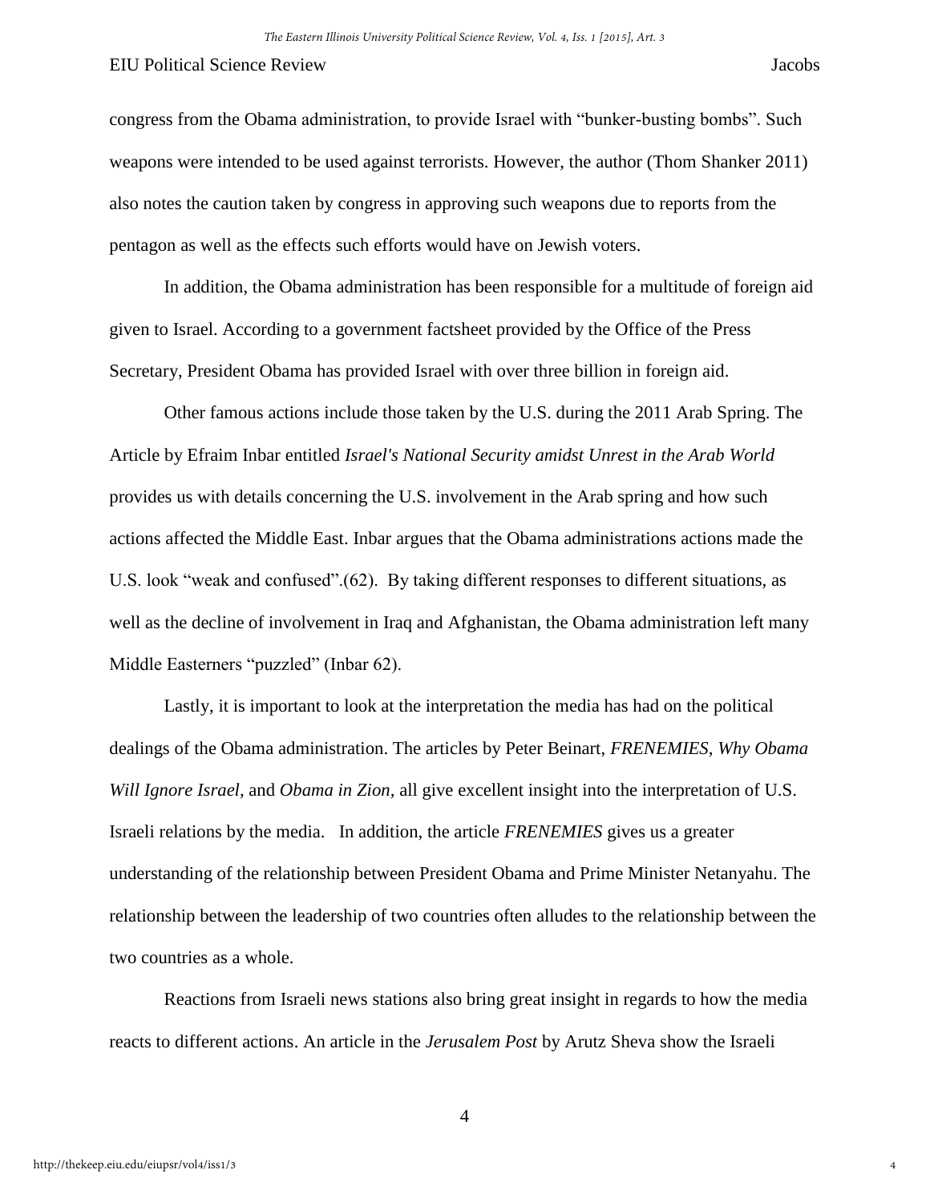congress from the Obama administration, to provide Israel with “bunker-busting bombs”. Such weapons were intended to be used against terrorists. However, the author (Thom Shanker 2011) also notes the caution taken by congress in approving such weapons due to reports from the pentagon as well as the effects such efforts would have on Jewish voters.

In addition, the Obama administration has been responsible for a multitude of foreign aid given to Israel. According to a government factsheet provided by the Office of the Press Secretary, President Obama has provided Israel with over three billion in foreign aid.

Other famous actions include those taken by the U.S. during the 2011 Arab Spring. The Article by Efraim Inbar entitled *Israel's National Security amidst Unrest in the Arab World* provides us with details concerning the U.S. involvement in the Arab spring and how such actions affected the Middle East. Inbar argues that the Obama administrations actions made the U.S. look “weak and confused”.(62). By taking different responses to different situations, as well as the decline of involvement in Iraq and Afghanistan, the Obama administration left many Middle Easterners “puzzled” (Inbar 62).

Lastly, it is important to look at the interpretation the media has had on the political dealings of the Obama administration. The articles by Peter Beinart, *FRENEMIES*, *Why Obama Will Ignore Israel*, and *Obama in Zion*, all give excellent insight into the interpretation of U.S. Israeli relations by the media. In addition, the article *FRENEMIES* gives us a greater understanding of the relationship between President Obama and Prime Minister Netanyahu. The relationship between the leadership of two countries often alludes to the relationship between the two countries as a whole.

Reactions from Israeli news stations also bring great insight in regards to how the media reacts to different actions. An article in the *Jerusalem Post* by Arutz Sheva show the Israeli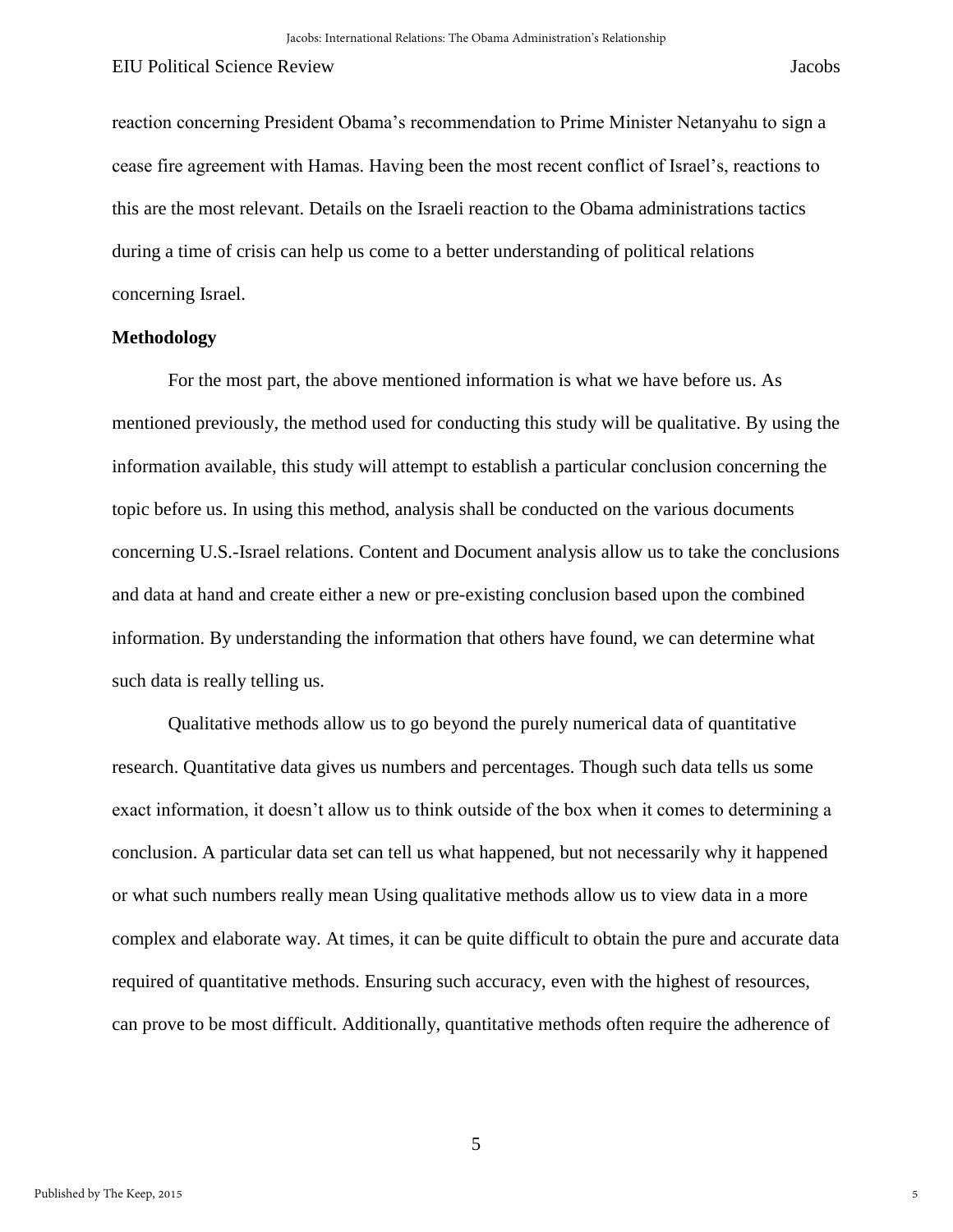reaction concerning President Obama's recommendation to Prime Minister Netanyahu to sign a cease fire agreement with Hamas. Having been the most recent conflict of Israel's, reactions to this are the most relevant. Details on the Israeli reaction to the Obama administrations tactics during a time of crisis can help us come to a better understanding of political relations concerning Israel.

**Methodology**

For the most part, the above mentioned information is what we have before us. As mentioned previously, the method used for conducting this study will be qualitative. By using the information available, this study will attempt to establish a particular conclusion concerning the topic before us. In using this method, analysis shall be conducted on the various documents concerning U.S.-Israel relations. Content and Document analysis allow us to take the conclusions and data at hand and create either a new or pre-existing conclusion based upon the combined information. By understanding the information that others have found, we can determine what such data is really telling us.

Qualitative methods allow us to go beyond the purely numerical data of quantitative research. Quantitative data gives us numbers and percentages. Though such data tells us some exact information, it doesn't allow us to think outside of the box when it comes to determining a conclusion. A particular data set can tell us what happened, but not necessarily why it happened or what such numbers really mean Using qualitative methods allow us to view data in a more complex and elaborate way. At times, it can be quite difficult to obtain the pure and accurate data required of quantitative methods. Ensuring such accuracy, even with the highest of resources, can prove to be most difficult. Additionally, quantitative methods often require the adherence of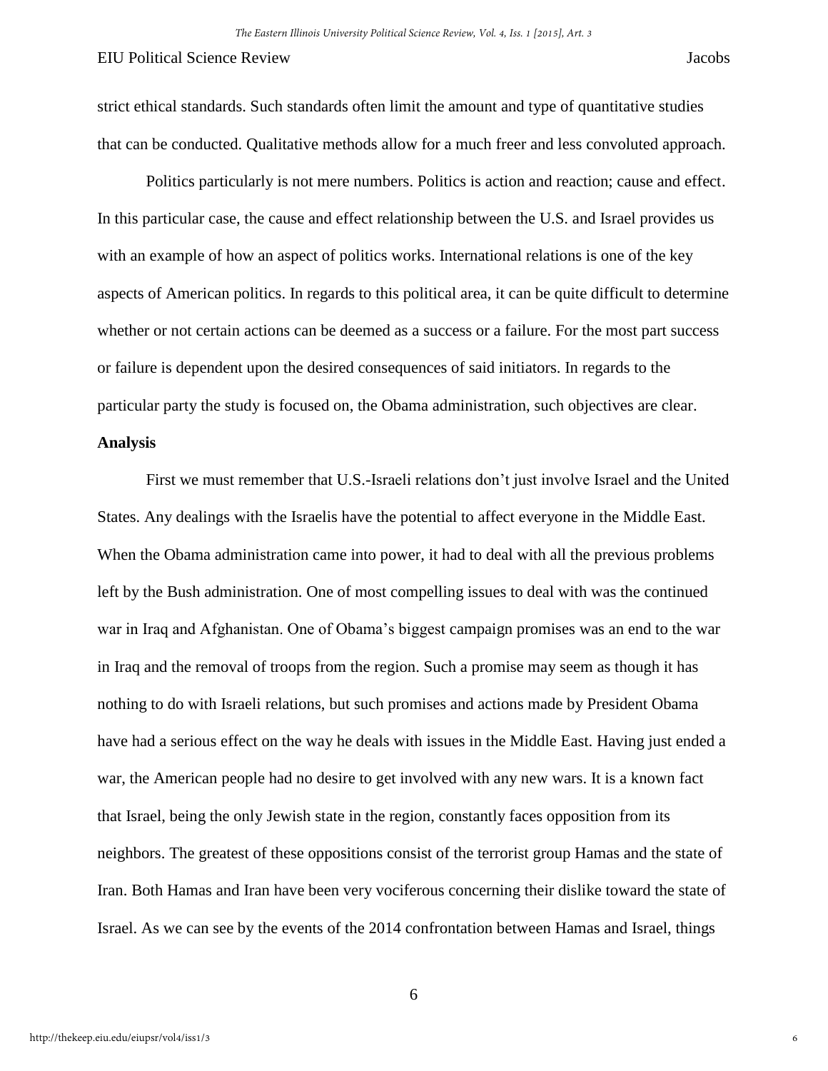strict ethical standards. Such standards often limit the amount and type of quantitative studies that can be conducted. Qualitative methods allow for a much freer and less convoluted approach.

Politics particularly is not mere numbers. Politics is action and reaction; cause and effect. In this particular case, the cause and effect relationship between the U.S. and Israel provides us with an example of how an aspect of politics works. International relations is one of the key aspects of American politics. In regards to this political area, it can be quite difficult to determine whether or not certain actions can be deemed as a success or a failure. For the most part success or failure is dependent upon the desired consequences of said initiators. In regards to the particular party the study is focused on, the Obama administration, such objectives are clear.

**Analysis**

First we must remember that U.S.-Israeli relations don't just involve Israel and the United States. Any dealings with the Israelis have the potential to affect everyone in the Middle East. When the Obama administration came into power, it had to deal with all the previous problems left by the Bush administration. One of most compelling issues to deal with was the continued war in Iraq and Afghanistan. One of Obama's biggest campaign promises was an end to the war in Iraq and the removal of troops from the region. Such a promise may seem as though it has nothing to do with Israeli relations, but such promises and actions made by President Obama have had a serious effect on the way he deals with issues in the Middle East. Having just ended a war, the American people had no desire to get involved with any new wars. It is a known fact that Israel, being the only Jewish state in the region, constantly faces opposition from its neighbors. The greatest of these oppositions consist of the terrorist group Hamas and the state of Iran. Both Hamas and Iran have been very vociferous concerning their dislike toward the state of Israel. As we can see by the events of the 2014 confrontation between Hamas and Israel, things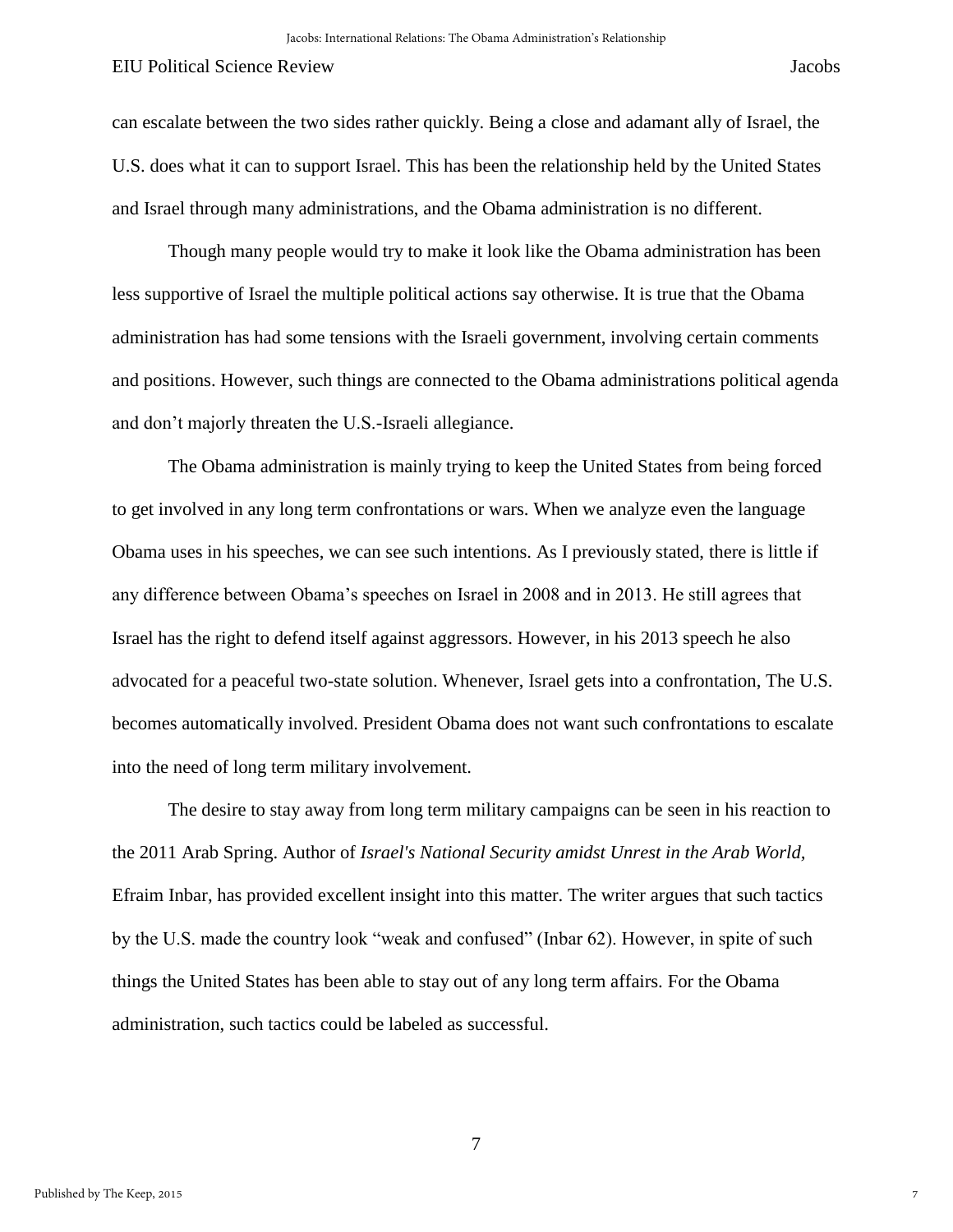can escalate between the two sides rather quickly. Being a close and adamant ally of Israel, the U.S. does what it can to support Israel. This has been the relationship held by the United States and Israel through many administrations, and the Obama administration is no different.

Though many people would try to make it look like the Obama administration has been less supportive of Israel the multiple political actions say otherwise. It is true that the Obama administration has had some tensions with the Israeli government, involving certain comments and positions. However, such things are connected to the Obama administrations political agenda and don't majorly threaten the U.S.-Israeli allegiance.

The Obama administration is mainly trying to keep the United States from being forced to get involved in any long term confrontations or wars. When we analyze even the language Obama uses in his speeches, we can see such intentions. As I previously stated, there is little if any difference between Obama's speeches on Israel in 2008 and in 2013. He still agrees that Israel has the right to defend itself against aggressors. However, in his 2013 speech he also advocated for a peaceful two-state solution. Whenever, Israel gets into a confrontation, The U.S. becomes automatically involved. President Obama does not want such confrontations to escalate into the need of long term military involvement.

The desire to stay away from long term military campaigns can be seen in his reaction to the 2011 Arab Spring. Author of *Israel's National Security amidst Unrest in the Arab World,* Efraim Inbar, has provided excellent insight into this matter. The writer argues that such tactics by the U.S. made the country look "weak and confused" (Inbar 62). However, in spite of such things the United States has been able to stay out of any long term affairs. For the Obama administration, such tactics could be labeled as successful.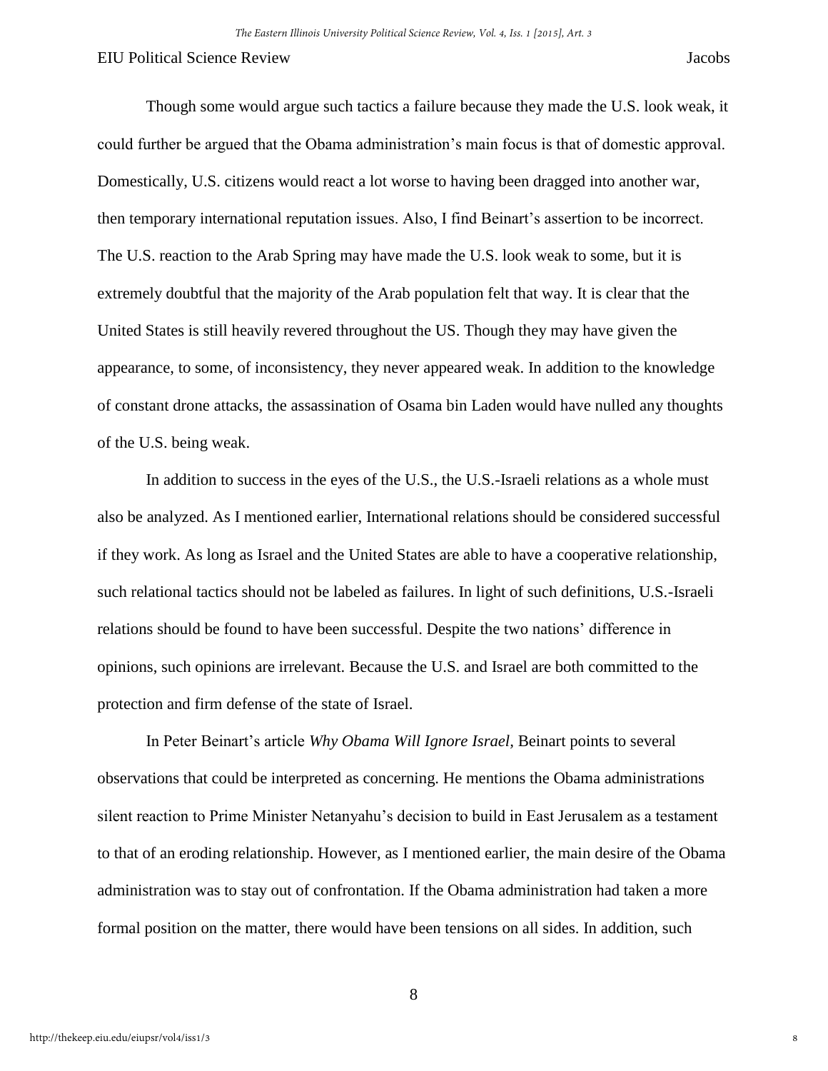Though some would argue such tactics a failure because they made the U.S. look weak, it could further be argued that the Obama administration's main focus is that of domestic approval. Domestically, U.S. citizens would react a lot worse to having been dragged into another war, then temporary international reputation issues. Also, I find Beinart's assertion to be incorrect. The U.S. reaction to the Arab Spring may have made the U.S. look weak to some, but it is extremely doubtful that the majority of the Arab population felt that way. It is clear that the United States is still heavily revered throughout the US. Though they may have given the appearance, to some, of inconsistency, they never appeared weak. In addition to the knowledge of constant drone attacks, the assassination of Osama bin Laden would have nulled any thoughts of the U.S. being weak.

In addition to success in the eyes of the U.S., the U.S.-Israeli relations as a whole must also be analyzed. As I mentioned earlier, International relations should be considered successful if they work. As long as Israel and the United States are able to have a cooperative relationship, such relational tactics should not be labeled as failures. In light of such definitions, U.S.-Israeli relations should be found to have been successful. Despite the two nations' difference in opinions, such opinions are irrelevant. Because the U.S. and Israel are both committed to the protection and firm defense of the state of Israel.

In Peter Beinart's article *Why Obama Will Ignore Israel,* Beinart points to several observations that could be interpreted as concerning. He mentions the Obama administrations silent reaction to Prime Minister Netanyahu's decision to build in East Jerusalem as a testament to that of an eroding relationship. However, as I mentioned earlier, the main desire of the Obama administration was to stay out of confrontation. If the Obama administration had taken a more formal position on the matter, there would have been tensions on all sides. In addition, such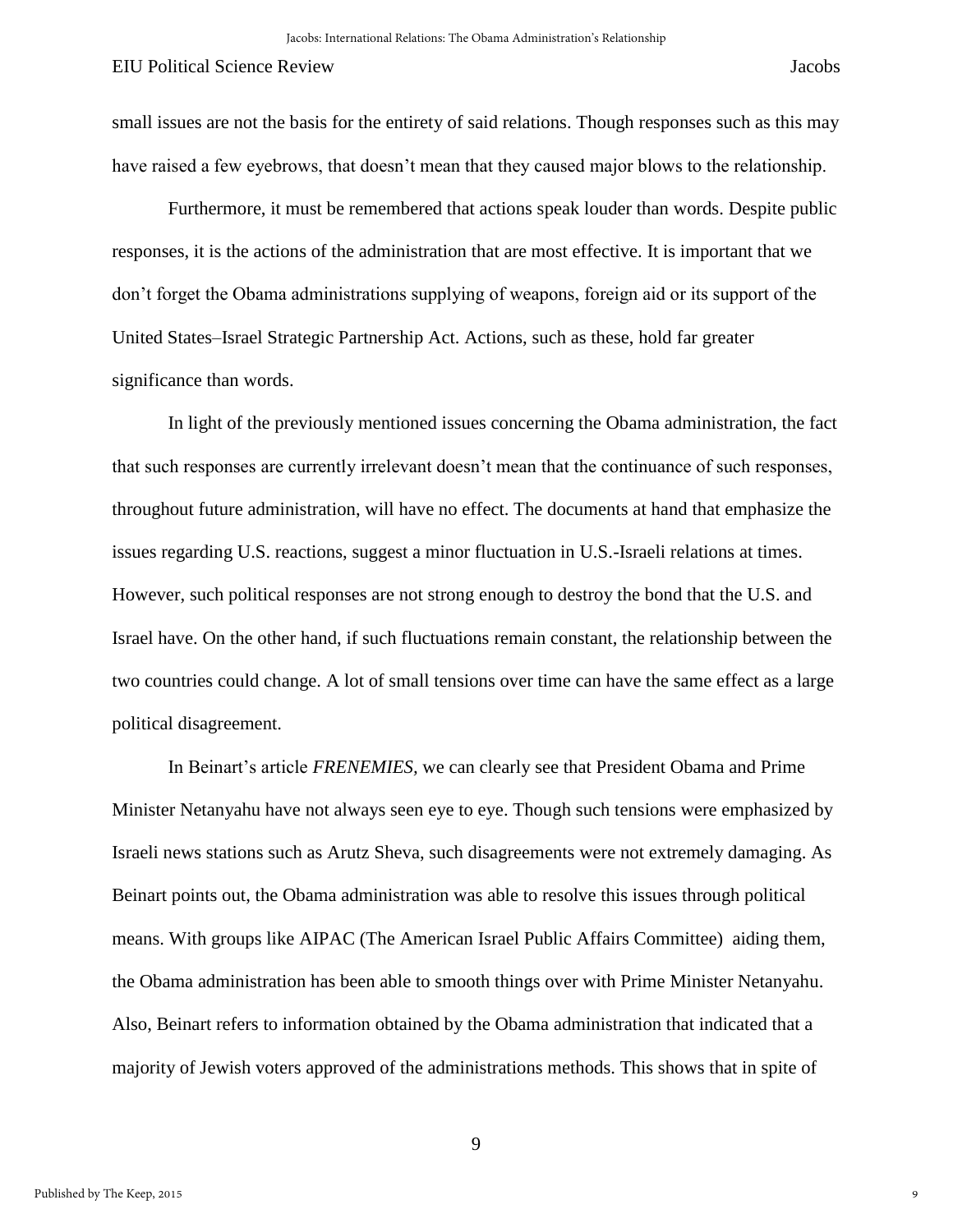small issues are not the basis for the entirety of said relations. Though responses such as this may have raised a few eyebrows, that doesn't mean that they caused major blows to the relationship.

Furthermore, it must be remembered that actions speak louder than words. Despite public responses, it is the actions of the administration that are most effective. It is important that we don't forget the Obama administrations supplying of weapons, foreign aid or its support of the United States–Israel Strategic Partnership Act. Actions, such as these, hold far greater significance than words.

In light of the previously mentioned issues concerning the Obama administration, the fact that such responses are currently irrelevant doesn't mean that the continuance of such responses, throughout future administration, will have no effect. The documents at hand that emphasize the issues regarding U.S. reactions, suggest a minor fluctuation in U.S.-Israeli relations at times. However, such political responses are not strong enough to destroy the bond that the U.S. and Israel have. On the other hand, if such fluctuations remain constant, the relationship between the two countries could change. A lot of small tensions over time can have the same effect as a large political disagreement.

In Beinart's article *FRENEMIES*, we can clearly see that President Obama and Prime Minister Netanyahu have not always seen eye to eye. Though such tensions were emphasized by Israeli news stations such as Arutz Sheva, such disagreements were not extremely damaging. As Beinart points out, the Obama administration was able to resolve this issues through political means. With groups like AIPAC (The American Israel Public Affairs Committee) aiding them, the Obama administration has been able to smooth things over with Prime Minister Netanyahu. Also, Beinart refers to information obtained by the Obama administration that indicated that a majority of Jewish voters approved of the administrations methods. This shows that in spite of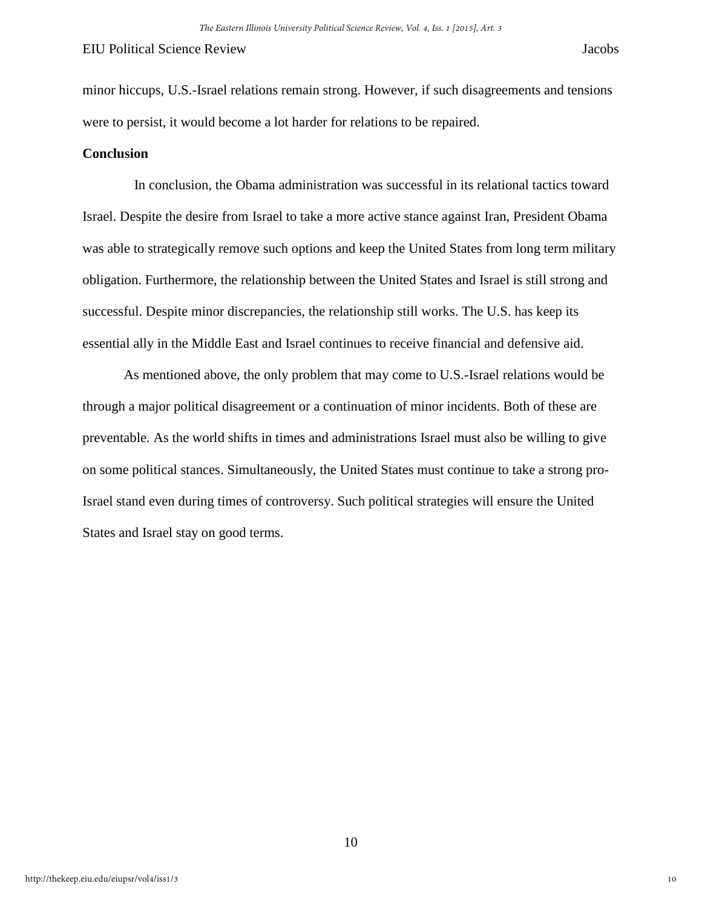minor hiccups, U.S.-Israel relations remain strong. However, if such disagreements and tensions were to persist, it would become a lot harder for relations to be repaired.

**Conclusion**

In conclusion, the Obama administration was successful in its relational tactics toward Israel. Despite the desire from Israel to take a more active stance against Iran, President Obama was able to strategically remove such options and keep the United States from long term military obligation. Furthermore, the relationship between the United States and Israel is still strong and successful. Despite minor discrepancies, the relationship still works. The U.S. has keep its essential ally in the Middle East and Israel continues to receive financial and defensive aid.

As mentioned above, the only problem that may come to U.S.-Israel relations would be through a major political disagreement or a continuation of minor incidents. Both of these are preventable. As the world shifts in times and administrations Israel must also be willing to give on some political stances. Simultaneously, the United States must continue to take a strong pro-Israel stand even during times of controversy. Such political strategies will ensure the United States and Israel stay on good terms.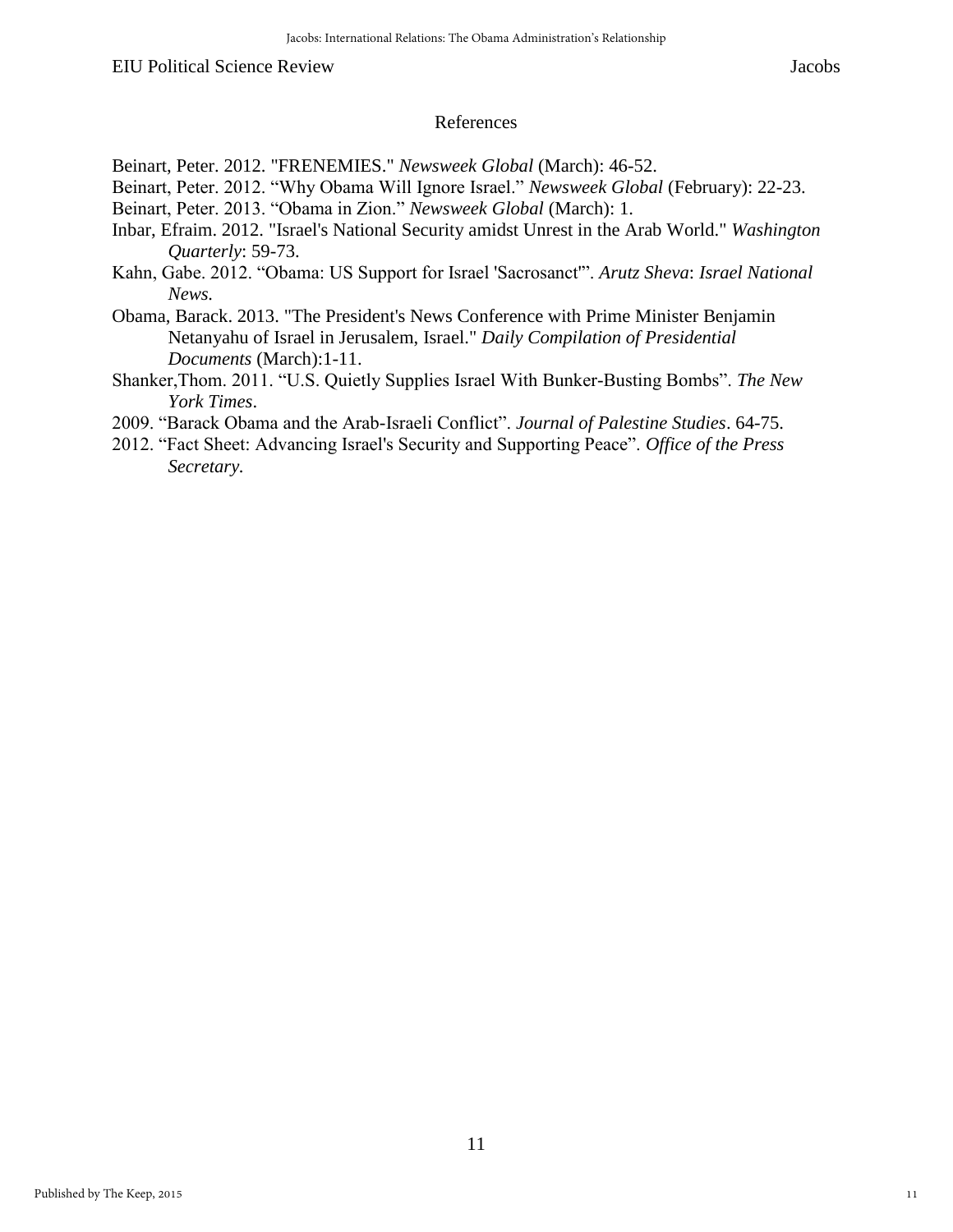## References

Beinart, Peter. 2012. "FRENEMIES." *Newsweek Global* (March): 46-52.

Beinart, Peter. 2012. "Why Obama Will Ignore Israel." *Newsweek Global* (February): 22-23.

Beinart, Peter. 2013. "Obama in Zion." *Newsweek Global* (March): 1.

Inbar, Efraim. 2012. "Israel's National Security amidst Unrest in the Arab World." *Washington Quarterly*: 59-73.

Kahn, Gabe. 2012. "Obama: US Support for Israel 'Sacrosanct'". *Arutz Sheva*: *Israel National News.*

Obama, Barack. 2013. "The President's News Conference with Prime Minister Benjamin Netanyahu of Israel in Jerusalem, Israel." *Daily Compilation of Presidential Documents* (March):1-11.

Shanker,Thom. 2011. "U.S. Quietly Supplies Israel With Bunker-Busting Bombs". *The New York Times*.

2009. "Barack Obama and the Arab-Israeli Conflict". *Journal of Palestine Studies*. 64-75.

2012. "Fact Sheet: Advancing Israel's Security and Supporting Peace". *Office of the Press Secretary.*